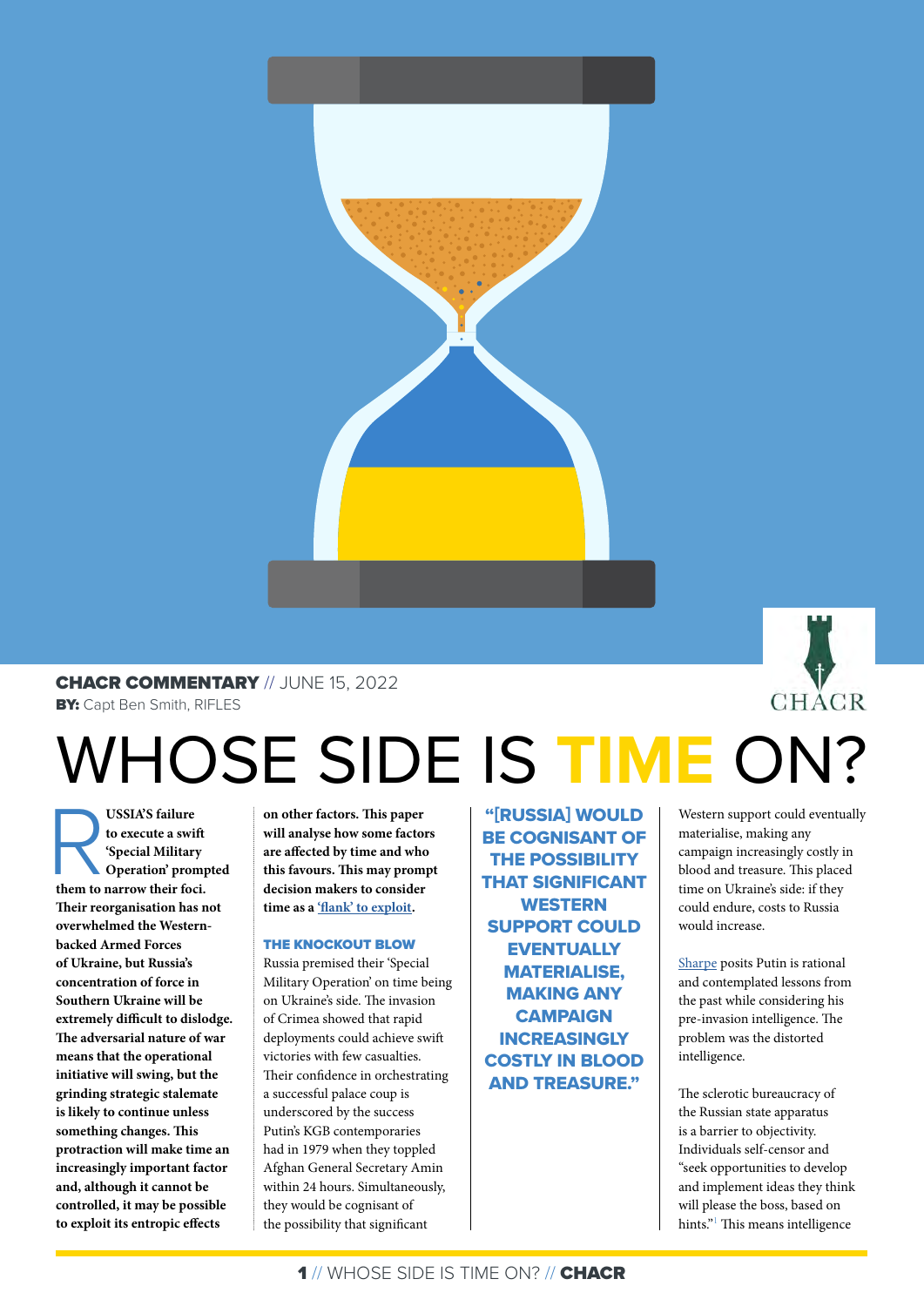**CHACR COMMENTARY** // JUNE 15, 2022

**BY:** Capt Ben Smith, RIFLES

# WHOSE SIDE IS TIME ON?

**RUSSIA'S failure to execute a swift 'Special Military Operation' prompted them to narrow their foci. Their reorganisation has not overwhelmed the Western-backed Armed Forces of Ukraine, but Russia's concentration of force in Southern Ukraine will be extremely difficult to dislodge. The adversarial nature of war means that the operational initiative will swing, but the grinding strategic stalemate is likely to continue unless something changes. This protraction will make time an increasingly important factor and, although it cannot be controlled, it may be possible to exploit its entropic effects on other factors. This paper will analyse how some factors are affected by time and who this favours. This may prompt decision makers to consider time as a ['flank' to exploit](#).**

### THE KNOCKOUT BLOW

Russia premised their 'Special Military Operation' on time being on Ukraine's side. The invasion of Crimea showed that rapid deployments could achieve swift victories with few casualties. Their confidence in orchestrating a successful palace coup is underscored by the success Putin's KGB contemporaries had in 1979 when they toppled Afghan General Secretary Amin within 24 hours. Simultaneously, they would be cognisant of the possibility that significant Western support could eventually materialise, making any campaign increasingly costly in blood and treasure. This placed time on Ukraine's side: if they could endure, costs to Russia would increase.

> "[RUSSIA] WOULD BE COGNISANT OF THE POSSIBILITY THAT SIGNIFICANT WESTERN SUPPORT COULD EVENTUALLY MATERIALISE, MAKING ANY CAMPAIGN INCREASINGLY COSTLY IN BLOOD AND TREASURE."

[Sharpe](#) posits Putin is rational and contemplated lessons from the past while considering his pre-invasion intelligence. The problem was the distorted intelligence.

The sclerotic bureaucracy of the Russian state apparatus is a barrier to objectivity. Individuals self-censor and "seek opportunities to develop and implement ideas they think will please the boss, based on hints."[1] This means intelligence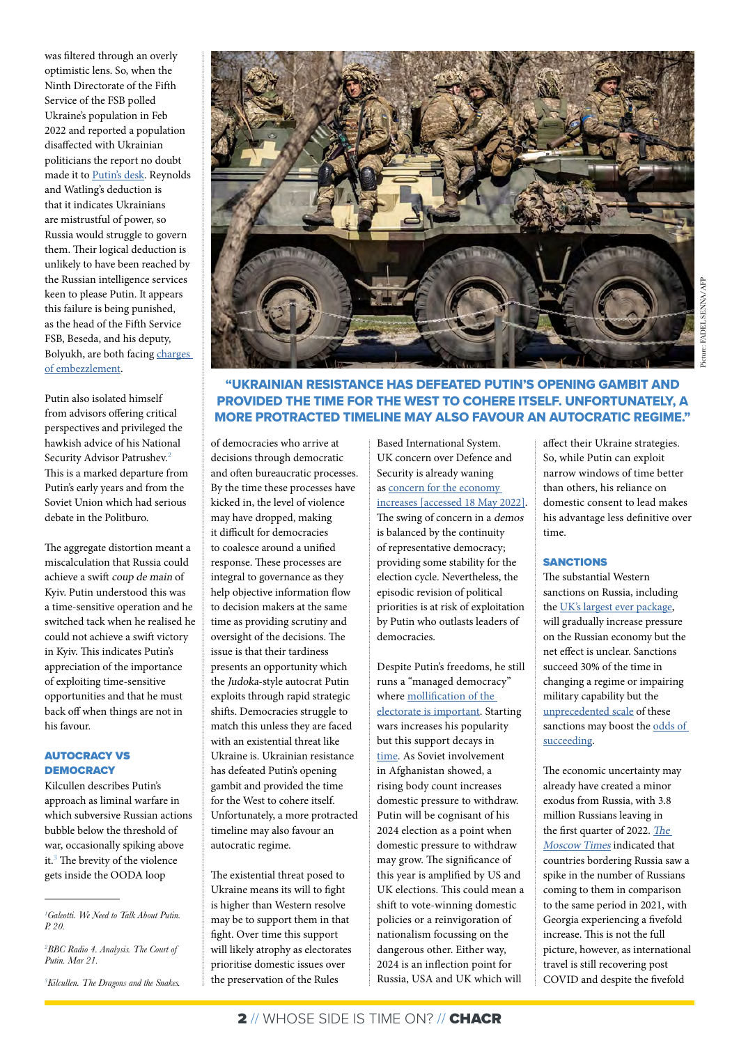was filtered through an overly optimistic lens. So, when the Ninth Directorate of the Fifth Service of the FSB polled Ukraine's population in Feb 2022 and reported a population disaffected with Ukrainian politicians the report no doubt made it to Putin's desk. Reynolds and Watling's deduction is that it indicates Ukrainians are mistrustful of power, so Russia would struggle to govern them. Their logical deduction is unlikely to have been reached by the Russian intelligence services keen to please Putin. It appears this failure is being punished, as the head of the Fifth Service FSB, Beseda, and his deputy, Bolyukh, are both facing charges of embezzlement.

Putin also isolated himself from advisors offering critical perspectives and privileged the hawkish advice of his National Security Advisor Patrushev.[2] This is a marked departure from Putin's early years and from the Soviet Union which had serious debate in the Politburo.

The aggregate distortion meant a miscalculation that Russia could achieve a swift *coup de main* of Kyiv. Putin understood this was a time-sensitive operation and he switched tack when he realised he could not achieve a swift victory in Kyiv. This indicates Putin's appreciation of the importance of exploiting time-sensitive opportunities and that he must back off when things are not in his favour.

### AUTOCRACY VS DEMOCRACY

Kilcullen describes Putin's approach as liminal warfare in which subversive Russian actions bubble below the threshold of war, occasionally spiking above it.[3] The brevity of the violence gets inside the OODA loop of democracies who arrive at decisions through democratic and often bureaucratic processes. By the time these processes have kicked in, the level of violence may have dropped, making it difficult for democracies to coalesce around a unified response. These processes are integral to governance as they help objective information flow to decision makers at the same time as providing scrutiny and oversight of the decisions. The issue is that their tardiness presents an opportunity which the *Judoka*-style autocrat Putin exploits through rapid strategic shifts. Democracies struggle to match this unless they are faced with an existential threat like Ukraine is. Ukrainian resistance has defeated Putin's opening gambit and provided the time for the West to cohere itself. Unfortunately, a more protracted timeline may also favour an autocratic regime.

**"UKRAINIAN RESISTANCE HAS DEFEATED PUTIN'S OPENING GAMBIT AND PROVIDED THE TIME FOR THE WEST TO COHERE ITSELF. UNFORTUNATELY, A MORE PROTRACTED TIMELINE MAY ALSO FAVOUR AN AUTOCRATIC REGIME."**

The existential threat posed to Ukraine means its will to fight is higher than Western resolve may be to support them in that fight. Over time this support will likely atrophy as electorates prioritise domestic issues over the preservation of the Rules Based International System. UK concern over Defence and Security is already waning as concern for the economy increases [accessed 18 May 2022]. The swing of concern in a *demos* is balanced by the continuity of representative democracy; providing some stability for the election cycle. Nevertheless, the episodic revision of political priorities is at risk of exploitation by Putin who outlasts leaders of democracies.

Despite Putin's freedoms, he still runs a "managed democracy" where mollification of the electorate is important. Starting wars increases his popularity but this support decays in time. As Soviet involvement in Afghanistan showed, a rising body count increases domestic pressure to withdraw. Putin will be cognisant of his 2024 election as a point when domestic pressure to withdraw may grow. The significance of this year is amplified by US and UK elections. This could mean a shift to vote-winning domestic policies or a reinvigoration of nationalism focussing on the dangerous other. Either way, 2024 is an inflection point for Russia, USA and UK which will affect their Ukraine strategies. So, while Putin can exploit narrow windows of time better than others, his reliance on domestic consent to lead makes his advantage less definitive over time.

### SANCTIONS

The substantial Western sanctions on Russia, including the UK's largest ever package, will gradually increase pressure on the Russian economy but the net effect is unclear. Sanctions succeed 30% of the time in changing a regime or impairing military capability but the unprecedented scale of these sanctions may boost the odds of succeeding.

The economic uncertainty may already have created a minor exodus from Russia, with 3.8 million Russians leaving in the first quarter of 2022. *The Moscow Times* indicated that countries bordering Russia saw a spike in the number of Russians coming to them in comparison to the same period in 2021, with Georgia experiencing a fivefold increase. This is not the full picture, however, as international travel is still recovering post COVID and despite the fivefold

---

[1] Galeotti. We Need to Talk About Putin. P. 20.

[2] BBC Radio 4. Analysis. The Court of Putin. Mar 21.

[3] Kilcullen. The Dragons and the Snakes.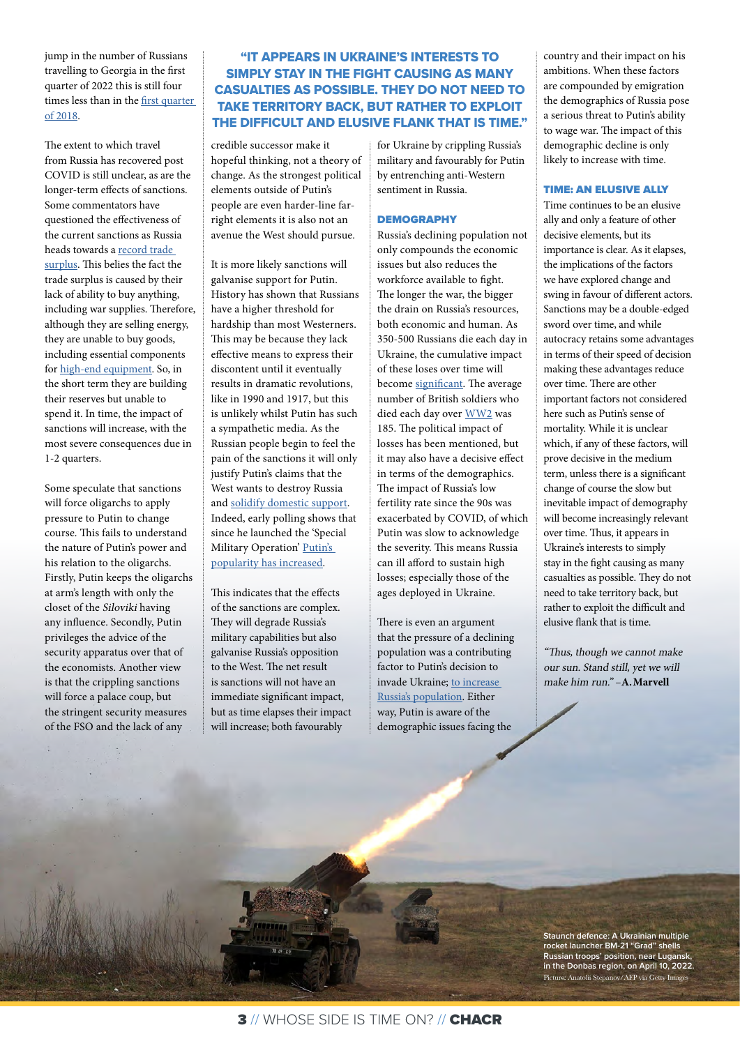jump in the number of Russians travelling to Georgia in the first quarter of 2022 this is still four times less than in the first quarter of 2018.

The extent to which travel from Russia has recovered post COVID is still unclear, as are the longer-term effects of sanctions. Some commentators have questioned the effectiveness of the current sanctions as Russia heads towards a record trade surplus. This belies the fact the trade surplus is caused by their lack of ability to buy anything, including war supplies. Therefore, although they are selling energy, they are unable to buy goods, including essential components for high-end equipment. So, in the short term they are building their reserves but unable to spend it. In time, the impact of sanctions will increase, with the most severe consequences due in 1-2 quarters.

Some speculate that sanctions will force oligarchs to apply pressure to Putin to change course. This fails to understand the nature of Putin's power and his relation to the oligarchs. Firstly, Putin keeps the oligarchs at arm's length with only the closet of the *Siloviki* having any influence. Secondly, Putin privileges the advice of the security apparatus over that of the economists. Another view is that the crippling sanctions will force a palace coup, but the stringent security measures of the FSO and the lack of any credible successor make it hopeful thinking, not a theory of change. As the strongest political elements outside of Putin's people are even harder-line far-right elements it is also not an avenue the West should pursue.

**"IT APPEARS IN UKRAINE'S INTERESTS TO SIMPLY STAY IN THE FIGHT CAUSING AS MANY CASUALTIES AS POSSIBLE. THEY DO NOT NEED TO TAKE TERRITORY BACK, BUT RATHER TO EXPLOIT THE DIFFICULT AND ELUSIVE FLANK THAT IS TIME."**

It is more likely sanctions will galvanise support for Putin. History has shown that Russians have a higher threshold for hardship than most Westerners. This may be because they lack effective means to express their discontent until it eventually results in dramatic revolutions, like in 1990 and 1917, but this is unlikely whilst Putin has such a sympathetic media. As the Russian people begin to feel the pain of the sanctions it will only justify Putin's claims that the West wants to destroy Russia and solidify domestic support. Indeed, early polling shows that since he launched the 'Special Military Operation' Putin's popularity has increased.

This indicates that the effects of the sanctions are complex. They will degrade Russia's military capabilities but also galvanise Russia's opposition to the West. The net result is sanctions will not have an immediate significant impact, but as time elapses their impact will increase; both favourably for Ukraine by crippling Russia's military and favourably for Putin by entrenching anti-Western sentiment in Russia.

## DEMOGRAPHY

Russia's declining population not only compounds the economic issues but also reduces the workforce available to fight. The longer the war, the bigger the drain on Russia's resources, both economic and human. As 350-500 Russians die each day in Ukraine, the cumulative impact of these loses over time will become significant. The average number of British soldiers who died each day over WW2 was 185. The political impact of losses has been mentioned, but it may also have a decisive effect in terms of the demographics. The impact of Russia's low fertility rate since the 90s was exacerbated by COVID, of which Putin was slow to acknowledge the severity. This means Russia can ill afford to sustain high losses; especially those of the ages deployed in Ukraine.

There is even an argument that the pressure of a declining population was a contributing factor to Putin's decision to invade Ukraine; to increase Russia's population. Either way, Putin is aware of the demographic issues facing the country and their impact on his ambitions. When these factors are compounded by emigration the demographics of Russia pose a serious threat to Putin's ability to wage war. The impact of this demographic decline is only likely to increase with time.

## TIME: AN ELUSIVE ALLY

Time continues to be an elusive ally and only a feature of other decisive elements, but its importance is clear. As it elapses, the implications of the factors we have explored change and swing in favour of different actors. Sanctions may be a double-edged sword over time, and while autocracy retains some advantages in terms of their speed of decision making these advantages reduce over time. There are other important factors not considered here such as Putin's sense of mortality. While it is unclear which, if any of these factors, will prove decisive in the medium term, unless there is a significant change of course the slow but inevitable impact of demography will become increasingly relevant over time. Thus, it appears in Ukraine's interests to simply stay in the fight causing as many casualties as possible. They do not need to take territory back, but rather to exploit the difficult and elusive flank that is time.

*"Thus, though we cannot make our sun. Stand still, yet we will make him run."* –**A. Marvell**

**Staunch defence: A Ukrainian multiple rocket launcher BM-21 "Grad" shells Russian troops' position, near Lugansk, in the Donbas region, on April 10, 2022.**
Picture: Anatolii Stepanov/AFP via Getty Images